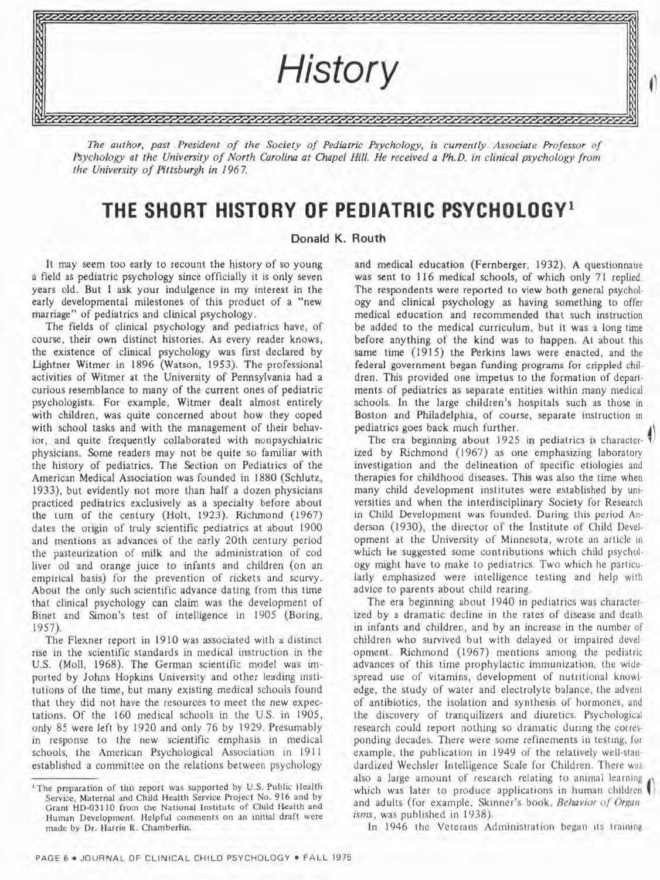# History

*The author, past President of the Society of Pediatric Psychology, is currently Associate Professor of Psychology at the University of North Carolina at Chapel Hill. He received a Ph.D. in clinical psychology from the University of Pittsburgh in 1967.*

## THE SHORT HISTORY OF PEDIATRIC PSYCHOLOGY[1]

**Donald K. Routh**

It may seem too early to recount the history of so young a field as pediatric psychology since officially it is only seven years old. But I ask your indulgence in my interest in the early developmental milestones of this product of a "new marriage" of pediatrics and clinical psychology.

The fields of clinical psychology and pediatrics have, of course, their own distinct histories. As every reader knows, the existence of clinical psychology was first declared by Lightner Witmer in 1896 (Watson, 1953). The professional activities of Witmer at the University of Pennsylvania had a curious resemblance to many of the current ones of pediatric psychologists. For example, Witmer dealt almost entirely with children, was quite concerned about how they coped with school tasks and with the management of their behavior, and quite frequently collaborated with nonpsychiatric physicians. Some readers may not be quite so familiar with the history of pediatrics. The Section on Pediatrics of the American Medical Association was founded in 1880 (Schlutz, 1933), but evidently not more than half a dozen physicians practiced pediatrics exclusively as a specialty before about the turn of the century (Holt, 1923). Richmond (1967) dates the origin of truly scientific pediatrics at about 1900 and mentions as advances of the early 20th century period the pasteurization of milk and the administration of cod liver oil and orange juice to infants and children (on an empirical basis) for the prevention of rickets and scurvy. About the only such scientific advance dating from this time that clinical psychology can claim was the development of Binet and Simon's test of intelligence in 1905 (Boring, 1957).

The Flexner report in 1910 was associated with a distinct rise in the scientific standards in medical instruction in the U.S. (Moll, 1968). The German scientific model was imported by Johns Hopkins University and other leading institutions of the time, but many existing medical schools found that they did not have the resources to meet the new expectations. Of the 160 medical schools in the U.S. in 1905, only 85 were left by 1920 and only 76 by 1929. Presumably in response to the new scientific emphasis in medical schools, the American Psychological Association in 1911 established a committee on the relations between psychology and medical education (Fernberger, 1932). A questionnaire was sent to 116 medical schools, of which only 71 replied. The respondents were reported to view both general psychology and clinical psychology as having something to offer medical education and recommended that such instruction be added to the medical curriculum, but it was a long time before anything of the kind was to happen. At about this same time (1915) the Perkins laws were enacted, and the federal government began funding programs for crippled children. This provided one impetus to the formation of departments of pediatrics as separate entities within many medical schools. In the large children's hospitals such as those in Boston and Philadelphia, of course, separate instruction in pediatrics goes back much further.

The era beginning about 1925 in pediatrics is characterized by Richmond (1967) as one emphasizing laboratory investigation and the delineation of specific etiologies and therapies for childhood diseases. This was also the time when many child development institutes were established by universities and when the interdisciplinary Society for Research in Child Development was founded. During this period Anderson (1930), the director of the Institute of Child Development at the University of Minnesota, wrote an article in which he suggested some contributions which child psychology might have to make to pediatrics. Two which he particularly emphasized were intelligence testing and help with advice to parents about child rearing.

The era beginning about 1940 in pediatrics was characterized by a dramatic decline in the rates of disease and death in infants and children, and by an increase in the number of children who survived but with delayed or impaired development. Richmond (1967) mentions among the pediatric advances of this time prophylactic immunization, the widespread use of vitamins, development of nutritional knowledge, the study of water and electrolyte balance, the advent of antibiotics, the isolation and synthesis of hormones, and the discovery of tranquilizers and diuretics. Psychological research could report nothing so dramatic during the corresponding decades. There were some refinements in testing, for example, the publication in 1949 of the relatively well-standardized Wechsler Intelligence Scale for Children. There was also a large amount of research relating to animal learning which was later to produce applications in human children and adults (for example, Skinner's book, *Behavior of Organisms*, was published in 1938).

In 1946 the Veterans Administration began its training

[1] The preparation of this report was supported by U.S. Public Health Service, Maternal and Child Health Service Project No. 916 and by Grant HD-03110 from the National Institute of Child Health and Human Development. Helpful comments on an initial draft were made by Dr. Harrie R. Chamberlin.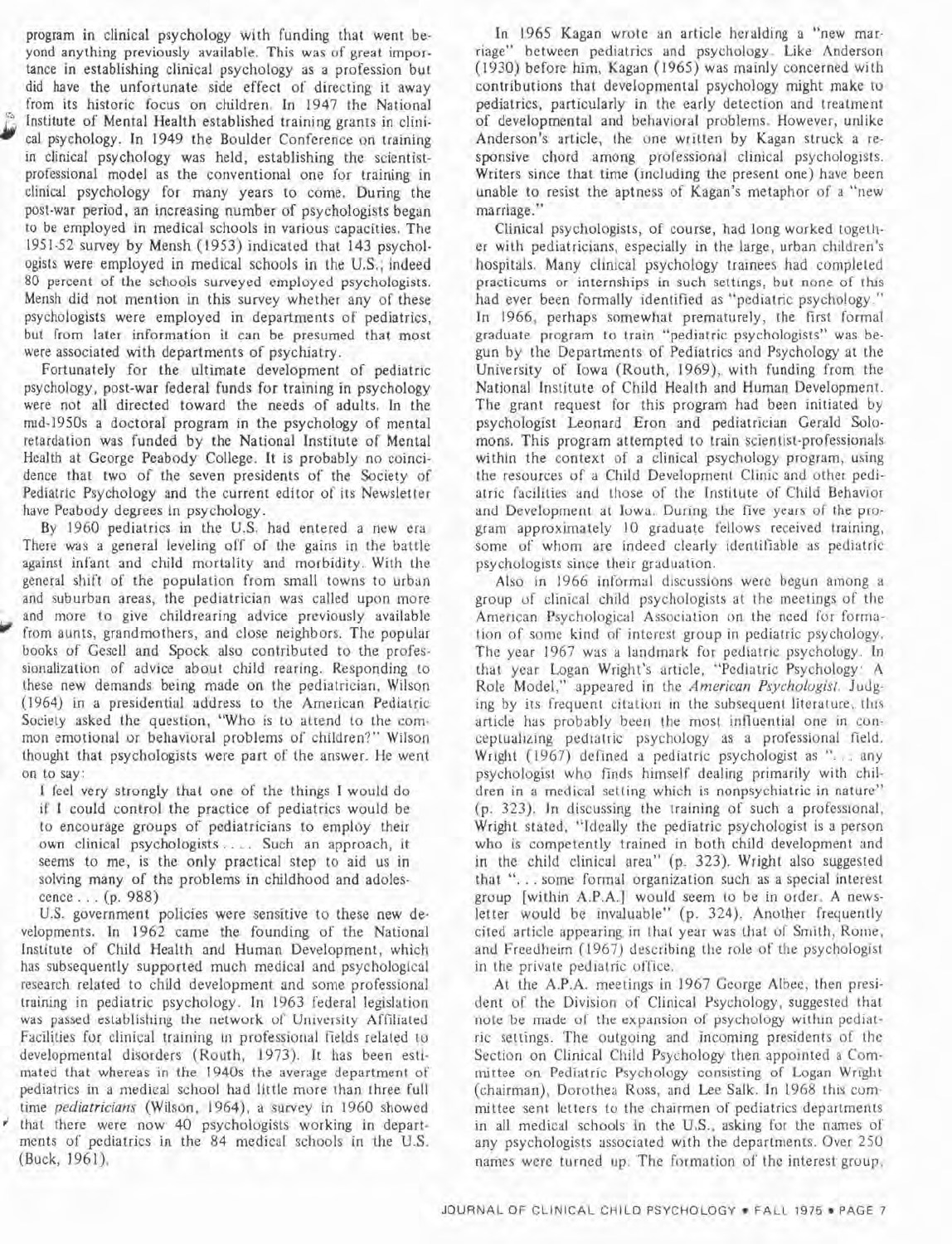program in clinical psychology with funding that went beyond anything previously available. This was of great importance in establishing clinical psychology as a profession but did have the unfortunate side effect of directing it away from its historic focus on children. In 1947 the National Institute of Mental Health established training grants in clinical psychology. In 1949 the Boulder Conference on training in clinical psychology was held, establishing the scientist-professional model as the conventional one for training in clinical psychology for many years to come. During the post-war period, an increasing number of psychologists began to be employed in medical schools in various capacities. The 1951-52 survey by Mensh (1953) indicated that 143 psychologists were employed in medical schools in the U.S.; indeed 80 percent of the schools surveyed employed psychologists. Mensh did not mention in this survey whether any of these psychologists were employed in departments of pediatrics, but from later information it can be presumed that most were associated with departments of psychiatry.

Fortunately for the ultimate development of pediatric psychology, post-war federal funds for training in psychology were not all directed toward the needs of adults. In the mid-1950s a doctoral program in the psychology of mental retardation was funded by the National Institute of Mental Health at George Peabody College. It is probably no coincidence that two of the seven presidents of the Society of Pediatric Psychology and the current editor of its Newsletter have Peabody degrees in psychology.

By 1960 pediatrics in the U.S. had entered a new era. There was a general leveling off of the gains in the battle against infant and child mortality and morbidity. With the general shift of the population from small towns to urban and suburban areas, the pediatrician was called upon more and more to give childrearing advice previously available from aunts, grandmothers, and close neighbors. The popular books of Gesell and Spock also contributed to the professionalization of advice about child rearing. Responding to these new demands being made on the pediatrician, Wilson (1964) in a presidential address to the American Pediatric Society asked the question, "Who is to attend to the common emotional or behavioral problems of children?" Wilson thought that psychologists were part of the answer. He went on to say:

> I feel very strongly that one of the things I would do if I could control the practice of pediatrics would be to encourage groups of pediatricians to employ their own clinical psychologists . . . . Such an approach, it seems to me, is the only practical step to aid us in solving many of the problems in childhood and adolescence . . . (p. 988)

U.S. government policies were sensitive to these new developments. In 1962 came the founding of the National Institute of Child Health and Human Development, which has subsequently supported much medical and psychological research related to child development and some professional training in pediatric psychology. In 1963 federal legislation was passed establishing the network of University Affiliated Facilities for clinical training in professional fields related to developmental disorders (Routh, 1973). It has been estimated that whereas in the 1940s the average department of pediatrics in a medical school had little more than three full time *pediatricians* (Wilson, 1964), a survey in 1960 showed that there were now 40 psychologists working in departments of pediatrics in the 84 medical schools in the U.S. (Buck, 1961).

In 1965 Kagan wrote an article heralding a "new marriage" between pediatrics and psychology. Like Anderson (1930) before him, Kagan (1965) was mainly concerned with contributions that developmental psychology might make to pediatrics, particularly in the early detection and treatment of developmental and behavioral problems. However, unlike Anderson's article, the one written by Kagan struck a responsive chord among professional clinical psychologists. Writers since that time (including the present one) have been unable to resist the aptness of Kagan's metaphor of a "new marriage."

Clinical psychologists, of course, had long worked together with pediatricians, especially in the large, urban children's hospitals. Many clinical psychology trainees had completed practicums or internships in such settings, but none of this had ever been formally identified as "pediatric psychology." In 1966, perhaps somewhat prematurely, the first formal graduate program to train "pediatric psychologists" was begun by the Departments of Pediatrics and Psychology at the University of Iowa (Routh, 1969), with funding from the National Institute of Child Health and Human Development. The grant request for this program had been initiated by psychologist Leonard Eron and pediatrician Gerald Solomons. This program attempted to train scientist-professionals within the context of a clinical psychology program, using the resources of a Child Development Clinic and other pediatric facilities and those of the Institute of Child Behavior and Development at Iowa. During the five years of the program approximately 10 graduate fellows received training, some of whom are indeed clearly identifiable as pediatric psychologists since their graduation.

Also in 1966 informal discussions were begun among a group of clinical child psychologists at the meetings of the American Psychological Association on the need for formation of some kind of interest group in pediatric psychology. The year 1967 was a landmark for pediatric psychology. In that year Logan Wright's article, "Pediatric Psychology: A Role Model," appeared in the *American Psychologist*. Judging by its frequent citation in the subsequent literature, this article has probably been the most influential one in conceptualizing pediatric psychology as a professional field. Wright (1967) defined a pediatric psychologist as ". . . any psychologist who finds himself dealing primarily with children in a medical setting which is nonpsychiatric in nature" (p. 323). In discussing the training of such a professional, Wright stated, "Ideally the pediatric psychologist is a person who is competently trained in both child development and in the child clinical area" (p. 323). Wright also suggested that ". . . some formal organization such as a special interest group [within A.P.A.] would seem to be in order. A newsletter would be invaluable" (p. 324). Another frequently cited article appearing in that year was that of Smith, Rome, and Freedheim (1967) describing the role of the psychologist in the private pediatric office.

At the A.P.A. meetings in 1967 George Albee, then president of the Division of Clinical Psychology, suggested that note be made of the expansion of psychology within pediatric settings. The outgoing and incoming presidents of the Section on Clinical Child Psychology then appointed a Committee on Pediatric Psychology consisting of Logan Wright (chairman), Dorothea Ross, and Lee Salk. In 1968 this committee sent letters to the chairmen of pediatrics departments in all medical schools in the U.S., asking for the names of any psychologists associated with the departments. Over 250 names were turned up. The formation of the interest group,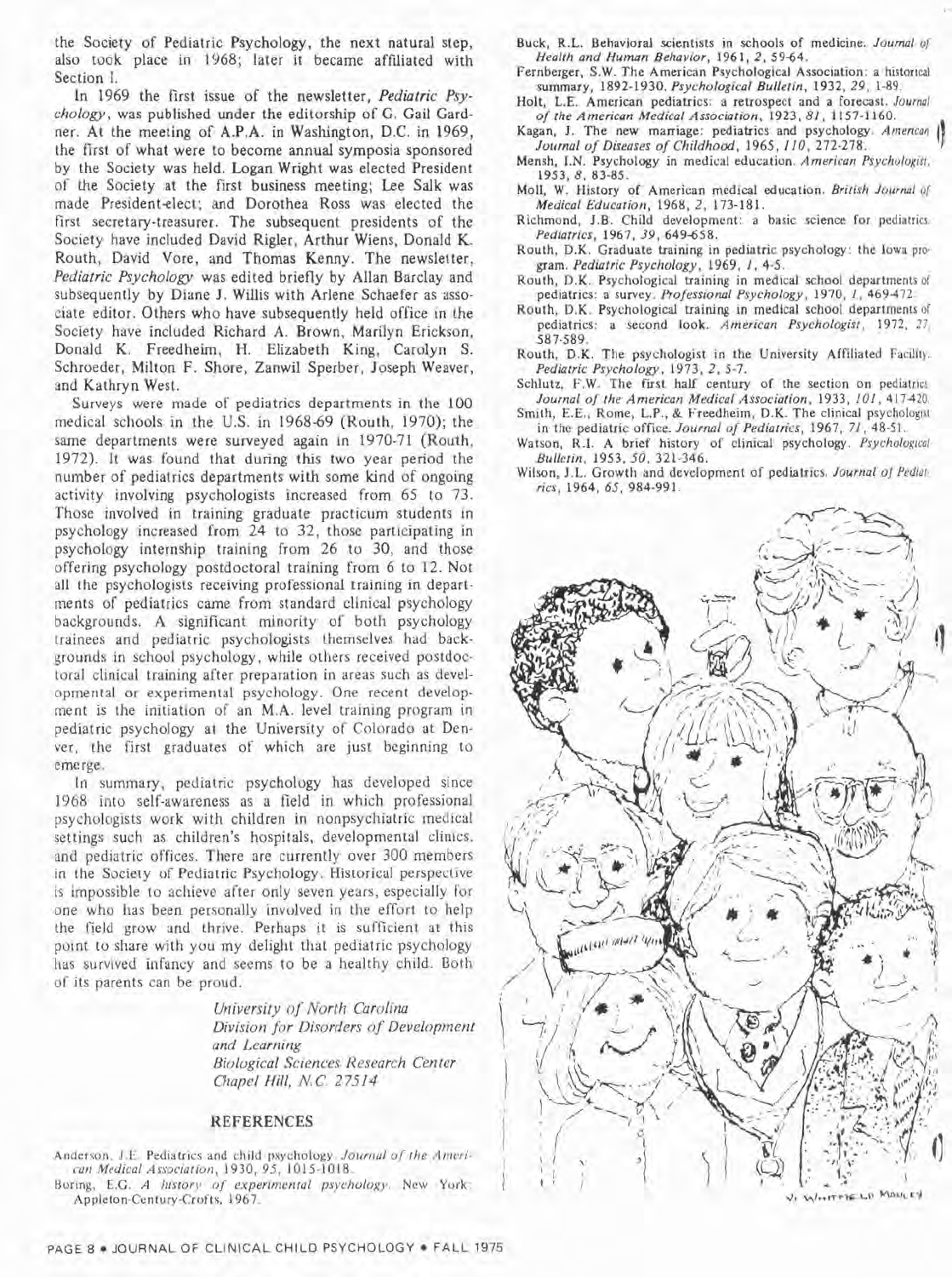the Society of Pediatric Psychology, the next natural step, also took place in 1968; later it became affiliated with Section I.

In 1969 the first issue of the newsletter, *Pediatric Psychology*, was published under the editorship of G. Gail Gardner. At the meeting of A.P.A. in Washington, D.C. in 1969, the first of what were to become annual symposia sponsored by the Society was held. Logan Wright was elected President of the Society at the first business meeting; Lee Salk was made President-elect; and Dorothea Ross was elected the first secretary-treasurer. The subsequent presidents of the Society have included David Rigler, Arthur Wiens, Donald K. Routh, David Vore, and Thomas Kenny. The newsletter, *Pediatric Psychology* was edited briefly by Allan Barclay and subsequently by Diane J. Willis with Arlene Schaefer as associate editor. Others who have subsequently held office in the Society have included Richard A. Brown, Marilyn Erickson, Donald K. Freedheim, H. Elizabeth King, Carolyn S. Schroeder, Milton F. Shore, Zanwil Sperber, Joseph Weaver, and Kathryn West.

Surveys were made of pediatrics departments in the 100 medical schools in the U.S. in 1968-69 (Routh, 1970); the same departments were surveyed again in 1970-71 (Routh, 1972). It was found that during this two year period the number of pediatrics departments with some kind of ongoing activity involving psychologists increased from 65 to 73. Those involved in training graduate practicum students in psychology increased from 24 to 32, those participating in psychology internship training from 26 to 30, and those offering psychology postdoctoral training from 6 to 12. Not all the psychologists receiving professional training in departments of pediatrics came from standard clinical psychology backgrounds. A significant minority of both psychology trainees and pediatric psychologists themselves had backgrounds in school psychology, while others received postdoctoral clinical training after preparation in areas such as developmental or experimental psychology. One recent development is the initiation of an M.A. level training program in pediatric psychology at the University of Colorado at Denver, the first graduates of which are just beginning to emerge.

In summary, pediatric psychology has developed since 1968 into self-awareness as a field in which professional psychologists work with children in nonpsychiatric medical settings such as children's hospitals, developmental clinics, and pediatric offices. There are currently over 300 members in the Society of Pediatric Psychology. Historical perspective is impossible to achieve after only seven years, especially for one who has been personally involved in the effort to help the field grow and thrive. Perhaps it is sufficient at this point to share with you my delight that pediatric psychology has survived infancy and seems to be a healthy child. Both of its parents can be proud.

*University of North Carolina*
*Division for Disorders of Development and Learning*
*Biological Sciences Research Center*
*Chapel Hill, N.C. 27514*

## REFERENCES

Anderson, J.E. Pediatrics and child psychology. *Journal of the American Medical Association*, 1930, *95*, 1015-1018.

Boring, E.G. *A history of experimental psychology*. New York: Appleton-Century-Crofts, 1967.

Buck, R.L. Behavioral scientists in schools of medicine. *Journal of Health and Human Behavior*, 1961, *2*, 59-64.

Fernberger, S.W. The American Psychological Association: a historical summary, 1892-1930. *Psychological Bulletin*, 1932, *29*, 1-89.

Holt, L.E. American pediatrics: a retrospect and a forecast. *Journal of the American Medical Association*, 1923, *81*, 1157-1160.

Kagan, J. The new marriage: pediatrics and psychology. *American Journal of Diseases of Childhood*, 1965, *110*, 272-278.

Mensh, I.N. Psychology in medical education. *American Psychologist*, 1953, *8*, 83-85.

Moll, W. History of American medical education. *British Journal of Medical Education*, 1968, *2*, 173-181.

Richmond, J.B. Child development: a basic science for pediatrics. *Pediatrics*, 1967, *39*, 649-658.

Routh, D.K. Graduate training in pediatric psychology: the Iowa program. *Pediatric Psychology*, 1969, *1*, 4-5.

Routh, D.K. Psychological training in medical school departments of pediatrics: a survey. *Professional Psychology*, 1970, *1*, 469-472.

Routh, D.K. Psychological training in medical school departments of pediatrics: a second look. *American Psychologist*, 1972, *27*, 587-589.

Routh, D.K. The psychologist in the University Affiliated Facility. *Pediatric Psychology*, 1973, *2*, 5-7.

Schlutz, F.W. The first half century of the section on pediatrics. *Journal of the American Medical Association*, 1933, *101*, 417-420.

Smith, E.E., Rome, L.P., & Freedheim, D.K. The clinical psychologist in the pediatric office. *Journal of Pediatrics*, 1967, *71*, 48-51.

Watson, R.I. A brief history of clinical psychology. *Psychological Bulletin*, 1953, *50*, 321-346.

Wilson, J.L. Growth and development of pediatrics. *Journal of Pediatrics*, 1964, *65*, 984-991.